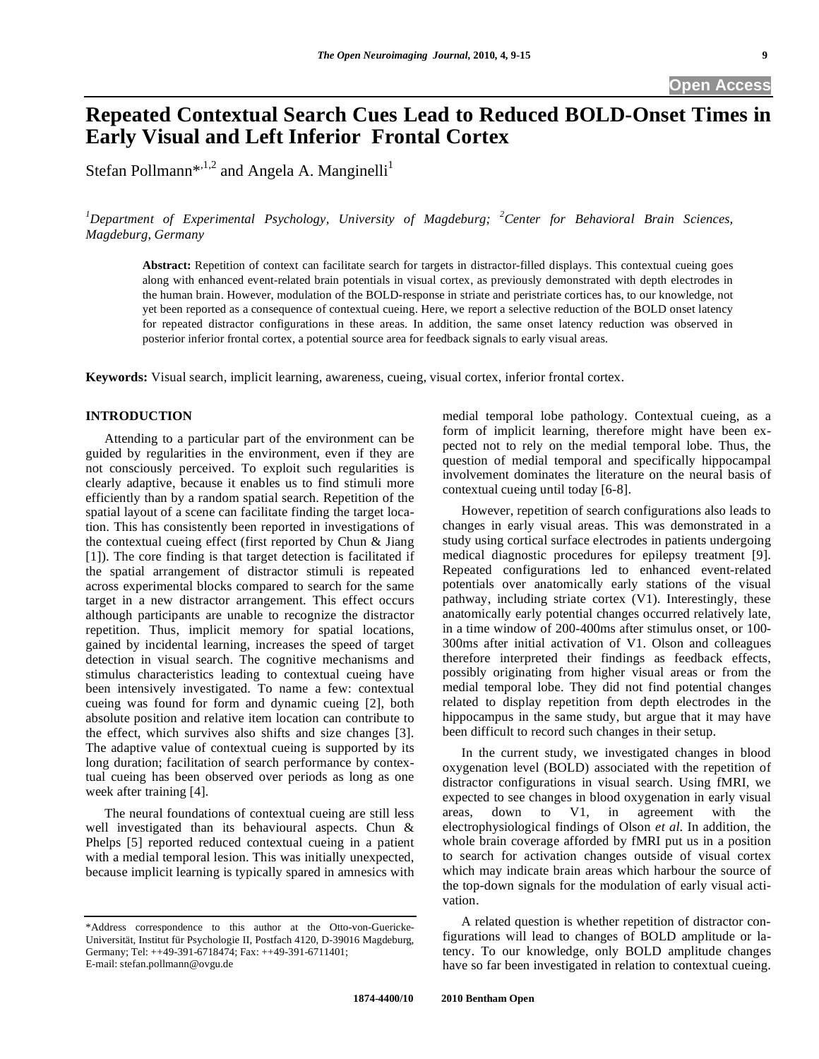# Repeated Contextual Search Cues Lead to Reduced BOLD-Onset Times in Early Visual and Left Inferior Frontal Cortex

Stefan Pollmann*[,1,2] and Angela A. Manginelli[1]

[1]*Department of Experimental Psychology, University of Magdeburg;* [2]*Center for Behavioral Brain Sciences, Magdeburg, Germany*

**Abstract:** Repetition of context can facilitate search for targets in distractor-filled displays. This contextual cueing goes along with enhanced event-related brain potentials in visual cortex, as previously demonstrated with depth electrodes in the human brain. However, modulation of the BOLD-response in striate and peristriate cortices has, to our knowledge, not yet been reported as a consequence of contextual cueing. Here, we report a selective reduction of the BOLD onset latency for repeated distractor configurations in these areas. In addition, the same onset latency reduction was observed in posterior inferior frontal cortex, a potential source area for feedback signals to early visual areas.

**Keywords:** Visual search, implicit learning, awareness, cueing, visual cortex, inferior frontal cortex.

## INTRODUCTION

Attending to a particular part of the environment can be guided by regularities in the environment, even if they are not consciously perceived. To exploit such regularities is clearly adaptive, because it enables us to find stimuli more efficiently than by a random spatial search. Repetition of the spatial layout of a scene can facilitate finding the target location. This has consistently been reported in investigations of the contextual cueing effect (first reported by Chun & Jiang [1]). The core finding is that target detection is facilitated if the spatial arrangement of distractor stimuli is repeated across experimental blocks compared to search for the same target in a new distractor arrangement. This effect occurs although participants are unable to recognize the distractor repetition. Thus, implicit memory for spatial locations, gained by incidental learning, increases the speed of target detection in visual search. The cognitive mechanisms and stimulus characteristics leading to contextual cueing have been intensively investigated. To name a few: contextual cueing was found for form and dynamic cueing [2], both absolute position and relative item location can contribute to the effect, which survives also shifts and size changes [3]. The adaptive value of contextual cueing is supported by its long duration; facilitation of search performance by contextual cueing has been observed over periods as long as one week after training [4].

The neural foundations of contextual cueing are still less well investigated than its behavioural aspects. Chun & Phelps [5] reported reduced contextual cueing in a patient with a medial temporal lesion. This was initially unexpected, because implicit learning is typically spared in amnesics with medial temporal lobe pathology. Contextual cueing, as a form of implicit learning, therefore might have been expected not to rely on the medial temporal lobe. Thus, the question of medial temporal and specifically hippocampal involvement dominates the literature on the neural basis of contextual cueing until today [6-8].

However, repetition of search configurations also leads to changes in early visual areas. This was demonstrated in a study using cortical surface electrodes in patients undergoing medical diagnostic procedures for epilepsy treatment [9]. Repeated configurations led to enhanced event-related potentials over anatomically early stations of the visual pathway, including striate cortex (V1). Interestingly, these anatomically early potential changes occurred relatively late, in a time window of 200-400ms after stimulus onset, or 100-300ms after initial activation of V1. Olson and colleagues therefore interpreted their findings as feedback effects, possibly originating from higher visual areas or from the medial temporal lobe. They did not find potential changes related to display repetition from depth electrodes in the hippocampus in the same study, but argue that it may have been difficult to record such changes in their setup.

In the current study, we investigated changes in blood oxygenation level (BOLD) associated with the repetition of distractor configurations in visual search. Using fMRI, we expected to see changes in blood oxygenation in early visual areas, down to V1, in agreement with the electrophysiological findings of Olson *et al.* In addition, the whole brain coverage afforded by fMRI put us in a position to search for activation changes outside of visual cortex which may indicate brain areas which harbour the source of the top-down signals for the modulation of early visual activation.

A related question is whether repetition of distractor configurations will lead to changes of BOLD amplitude or latency. To our knowledge, only BOLD amplitude changes have so far been investigated in relation to contextual cueing.

*Address correspondence to this author at the Otto-von-Guericke-Universität, Institut für Psychologie II, Postfach 4120, D-39016 Magdeburg, Germany; Tel: ++49-391-6718474; Fax: ++49-391-6711401; E-mail: stefan.pollmann@ovgu.de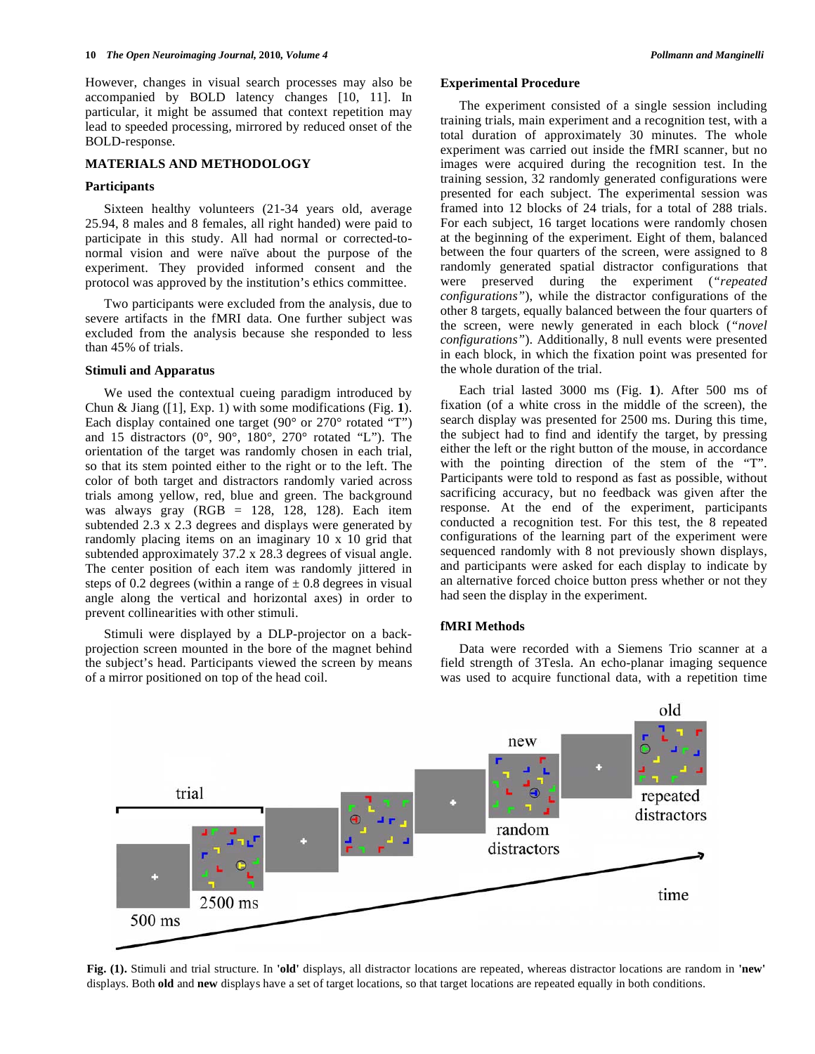However, changes in visual search processes may also be accompanied by BOLD latency changes [10, 11]. In particular, it might be assumed that context repetition may lead to speeded processing, mirrored by reduced onset of the BOLD-response.

## MATERIALS AND METHODOLOGY

### Participants

Sixteen healthy volunteers (21-34 years old, average 25.94, 8 males and 8 females, all right handed) were paid to participate in this study. All had normal or corrected-to-normal vision and were naïve about the purpose of the experiment. They provided informed consent and the protocol was approved by the institution's ethics committee.

Two participants were excluded from the analysis, due to severe artifacts in the fMRI data. One further subject was excluded from the analysis because she responded to less than 45% of trials.

### Stimuli and Apparatus

We used the contextual cueing paradigm introduced by Chun & Jiang ([1], Exp. 1) with some modifications (Fig. **1**). Each display contained one target (90° or 270° rotated "T") and 15 distractors (0°, 90°, 180°, 270° rotated "L"). The orientation of the target was randomly chosen in each trial, so that its stem pointed either to the right or to the left. The color of both target and distractors randomly varied across trials among yellow, red, blue and green. The background was always gray (RGB = 128, 128, 128). Each item subtended 2.3 x 2.3 degrees and displays were generated by randomly placing items on an imaginary 10 x 10 grid that subtended approximately 37.2 x 28.3 degrees of visual angle. The center position of each item was randomly jittered in steps of 0.2 degrees (within a range of ± 0.8 degrees in visual angle along the vertical and horizontal axes) in order to prevent collinearities with other stimuli.

Stimuli were displayed by a DLP-projector on a back-projection screen mounted in the bore of the magnet behind the subject's head. Participants viewed the screen by means of a mirror positioned on top of the head coil.

### Experimental Procedure

The experiment consisted of a single session including training trials, main experiment and a recognition test, with a total duration of approximately 30 minutes. The whole experiment was carried out inside the fMRI scanner, but no images were acquired during the recognition test. In the training session, 32 randomly generated configurations were presented for each subject. The experimental session was framed into 12 blocks of 24 trials, for a total of 288 trials. For each subject, 16 target locations were randomly chosen at the beginning of the experiment. Eight of them, balanced between the four quarters of the screen, were assigned to 8 randomly generated spatial distractor configurations that were preserved during the experiment (*"repeated configurations"*), while the distractor configurations of the other 8 targets, equally balanced between the four quarters of the screen, were newly generated in each block (*"novel configurations"*). Additionally, 8 null events were presented in each block, in which the fixation point was presented for the whole duration of the trial.

Each trial lasted 3000 ms (Fig. **1**). After 500 ms of fixation (of a white cross in the middle of the screen), the search display was presented for 2500 ms. During this time, the subject had to find and identify the target, by pressing either the left or the right button of the mouse, in accordance with the pointing direction of the stem of the "T". Participants were told to respond as fast as possible, without sacrificing accuracy, but no feedback was given after the response. At the end of the experiment, participants conducted a recognition test. For this test, the 8 repeated configurations of the learning part of the experiment were sequenced randomly with 8 not previously shown displays, and participants were asked for each display to indicate by an alternative forced choice button press whether or not they had seen the display in the experiment.

### fMRI Methods

Data were recorded with a Siemens Trio scanner at a field strength of 3Tesla. An echo-planar imaging sequence was used to acquire functional data, with a repetition time

**Fig. (1).** Stimuli and trial structure. In **'old'** displays, all distractor locations are repeated, whereas distractor locations are random in **'new'** displays. Both **old** and **new** displays have a set of target locations, so that target locations are repeated equally in both conditions.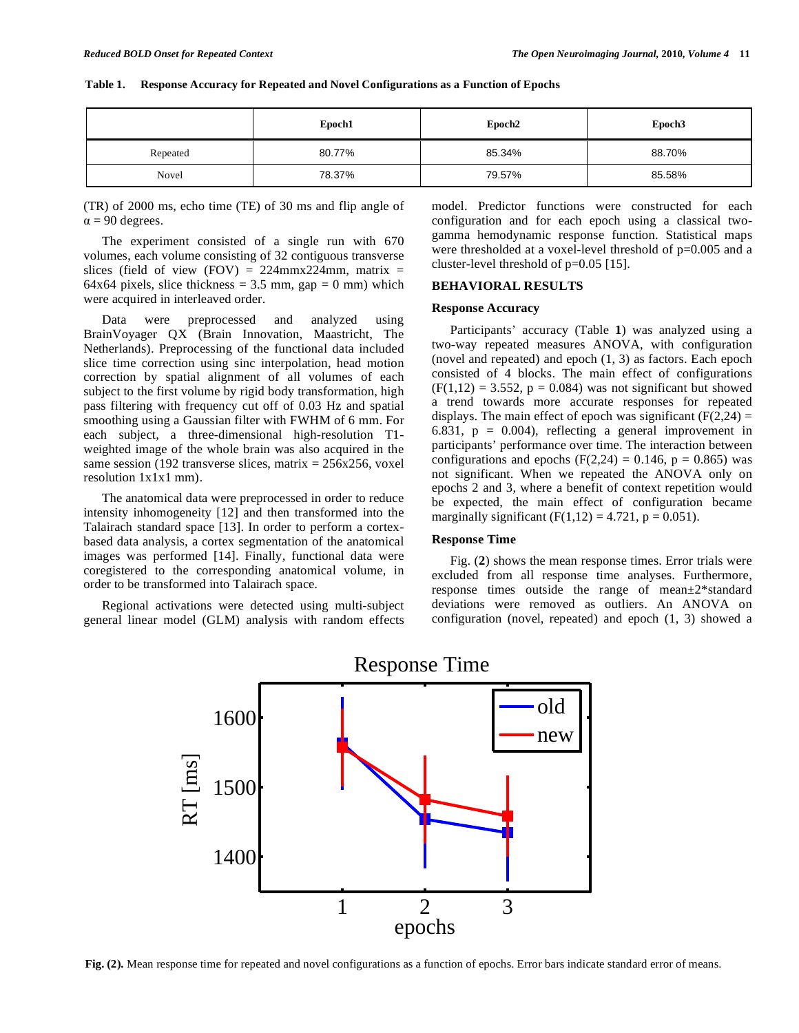**Table 1. Response Accuracy for Repeated and Novel Configurations as a Function of Epochs**

| | Epoch1 | Epoch2 | Epoch3 |
|---|---|---|---|
| Repeated | 80.77% | 85.34% | 88.70% |
| Novel | 78.37% | 79.57% | 85.58% |

(TR) of 2000 ms, echo time (TE) of 30 ms and flip angle of $\alpha = 90$ degrees.

The experiment consisted of a single run with 670 volumes, each volume consisting of 32 contiguous transverse slices (field of view (FOV) = 224mmx224mm, matrix = 64x64 pixels, slice thickness = 3.5 mm, gap = 0 mm) which were acquired in interleaved order.

Data were preprocessed and analyzed using BrainVoyager QX (Brain Innovation, Maastricht, The Netherlands). Preprocessing of the functional data included slice time correction using sinc interpolation, head motion correction by spatial alignment of all volumes of each subject to the first volume by rigid body transformation, high pass filtering with frequency cut off of 0.03 Hz and spatial smoothing using a Gaussian filter with FWHM of 6 mm. For each subject, a three-dimensional high-resolution T1-weighted image of the whole brain was also acquired in the same session (192 transverse slices, matrix = 256x256, voxel resolution 1x1x1 mm).

The anatomical data were preprocessed in order to reduce intensity inhomogeneity [12] and then transformed into the Talairach standard space [13]. In order to perform a cortex-based data analysis, a cortex segmentation of the anatomical images was performed [14]. Finally, functional data were coregistered to the corresponding anatomical volume, in order to be transformed into Talairach space.

Regional activations were detected using multi-subject general linear model (GLM) analysis with random effects model. Predictor functions were constructed for each configuration and for each epoch using a classical two-gamma hemodynamic response function. Statistical maps were thresholded at a voxel-level threshold of p=0.005 and a cluster-level threshold of p=0.05 [15].

## BEHAVIORAL RESULTS

### Response Accuracy

Participants' accuracy (Table **1**) was analyzed using a two-way repeated measures ANOVA, with configuration (novel and repeated) and epoch (1, 3) as factors. Each epoch consisted of 4 blocks. The main effect of configurations ($F(1,12) = 3.552$, $p = 0.084$) was not significant but showed a trend towards more accurate responses for repeated displays. The main effect of epoch was significant ($F(2,24) = 6.831$, $p = 0.004$), reflecting a general improvement in participants' performance over time. The interaction between configurations and epochs ($F(2,24) = 0.146$, $p = 0.865$) was not significant. When we repeated the ANOVA only on epochs 2 and 3, where a benefit of context repetition would be expected, the main effect of configuration became marginally significant ($F(1,12) = 4.721$, $p = 0.051$).

### Response Time

Fig. (**2**) shows the mean response times. Error trials were excluded from all response time analyses. Furthermore, response times outside the range of mean±2*standard deviations were removed as outliers. An ANOVA on configuration (novel, repeated) and epoch (1, 3) showed a

**Fig. (2).** Mean response time for repeated and novel configurations as a function of epochs. Error bars indicate standard error of means.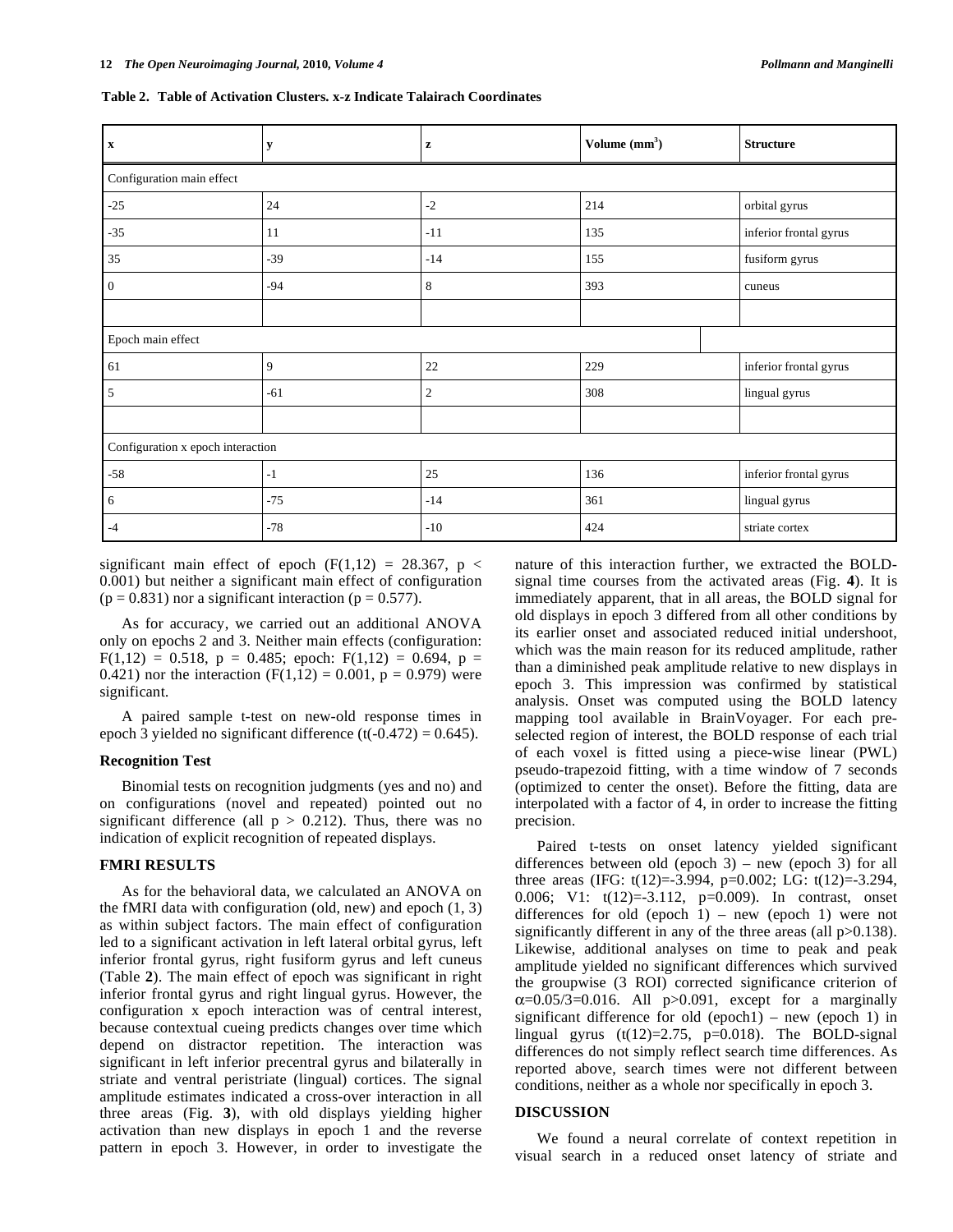**Table 2. Table of Activation Clusters. x-z Indicate Talairach Coordinates**

| x | y | z | Volume (mm$^3$) | Structure |
|---|---|---|---|---|
| Configuration main effect | | | | |
| -25 | 24 | -2 | 214 | orbital gyrus |
| -35 | 11 | -11 | 135 | inferior frontal gyrus |
| 35 | -39 | -14 | 155 | fusiform gyrus |
| 0 | -94 | 8 | 393 | cuneus |
| | | | | |
| Epoch main effect | | | | |
| 61 | 9 | 22 | 229 | inferior frontal gyrus |
| 5 | -61 | 2 | 308 | lingual gyrus |
| | | | | |
| Configuration x epoch interaction | | | | |
| -58 | -1 | 25 | 136 | inferior frontal gyrus |
| 6 | -75 | -14 | 361 | lingual gyrus |
| -4 | -78 | -10 | 424 | striate cortex |

significant main effect of epoch ($F(1,12) = 28.367$, $p < 0.001$) but neither a significant main effect of configuration ($p = 0.831$) nor a significant interaction ($p = 0.577$).

As for accuracy, we carried out an additional ANOVA only on epochs 2 and 3. Neither main effects (configuration: $F(1,12) = 0.518$, $p = 0.485$; epoch: $F(1,12) = 0.694$, $p = 0.421$) nor the interaction ($F(1,12) = 0.001$, $p = 0.979$) were significant.

A paired sample t-test on new-old response times in epoch 3 yielded no significant difference ($t(-0.472) = 0.645$).

## Recognition Test

Binomial tests on recognition judgments (yes and no) and on configurations (novel and repeated) pointed out no significant difference (all $p > 0.212$). Thus, there was no indication of explicit recognition of repeated displays.

## FMRI RESULTS

As for the behavioral data, we calculated an ANOVA on the fMRI data with configuration (old, new) and epoch (1, 3) as within subject factors. The main effect of configuration led to a significant activation in left lateral orbital gyrus, left inferior frontal gyrus, right fusiform gyrus and left cuneus (Table **2**). The main effect of epoch was significant in right inferior frontal gyrus and right lingual gyrus. However, the configuration x epoch interaction was of central interest, because contextual cueing predicts changes over time which depend on distractor repetition. The interaction was significant in left inferior precentral gyrus and bilaterally in striate and ventral peristriate (lingual) cortices. The signal amplitude estimates indicated a cross-over interaction in all three areas (Fig. **3**), with old displays yielding higher activation than new displays in epoch 1 and the reverse pattern in epoch 3. However, in order to investigate the nature of this interaction further, we extracted the BOLD-signal time courses from the activated areas (Fig. **4**). It is immediately apparent, that in all areas, the BOLD signal for old displays in epoch 3 differed from all other conditions by its earlier onset and associated reduced initial undershoot, which was the main reason for its reduced amplitude, rather than a diminished peak amplitude relative to new displays in epoch 3. This impression was confirmed by statistical analysis. Onset was computed using the BOLD latency mapping tool available in BrainVoyager. For each pre-selected region of interest, the BOLD response of each trial of each voxel is fitted using a piece-wise linear (PWL) pseudo-trapezoid fitting, with a time window of 7 seconds (optimized to center the onset). Before the fitting, data are interpolated with a factor of 4, in order to increase the fitting precision.

Paired t-tests on onset latency yielded significant differences between old (epoch 3) – new (epoch 3) for all three areas (IFG: $t(12)=-3.994$, $p=0.002$; LG: $t(12)=-3.294$, 0.006; V1: $t(12)=-3.112$, $p=0.009$). In contrast, onset differences for old (epoch 1) – new (epoch 1) were not significantly different in any of the three areas (all $p>0.138$). Likewise, additional analyses on time to peak and peak amplitude yielded no significant differences which survived the groupwise (3 ROI) corrected significance criterion of $\alpha=0.05/3=0.016$. All $p>0.091$, except for a marginally significant difference for old (epoch1) – new (epoch 1) in lingual gyrus ($t(12)=2.75$, $p=0.018$). The BOLD-signal differences do not simply reflect search time differences. As reported above, search times were not different between conditions, neither as a whole nor specifically in epoch 3.

## DISCUSSION

We found a neural correlate of context repetition in visual search in a reduced onset latency of striate and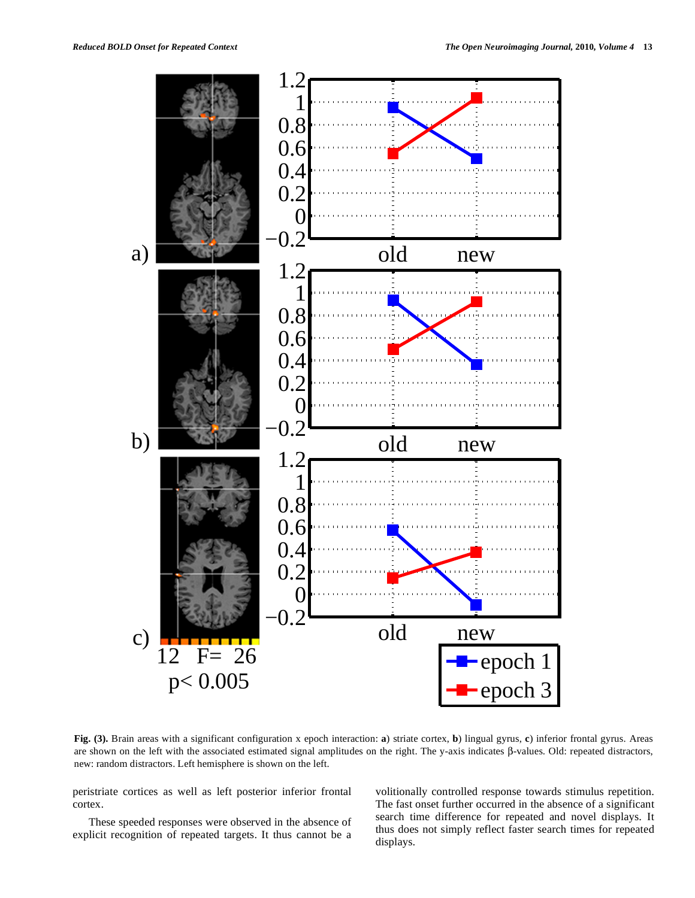**Fig. (3).** Brain areas with a significant configuration x epoch interaction: **a**) striate cortex, **b**) lingual gyrus, **c**) inferior frontal gyrus. Areas are shown on the left with the associated estimated signal amplitudes on the right. The y-axis indicates β-values. Old: repeated distractors, new: random distractors. Left hemisphere is shown on the left.

peristriate cortices as well as left posterior inferior frontal cortex.

These speeded responses were observed in the absence of explicit recognition of repeated targets. It thus cannot be a volitionally controlled response towards stimulus repetition. The fast onset further occurred in the absence of a significant search time difference for repeated and novel displays. It thus does not simply reflect faster search times for repeated displays.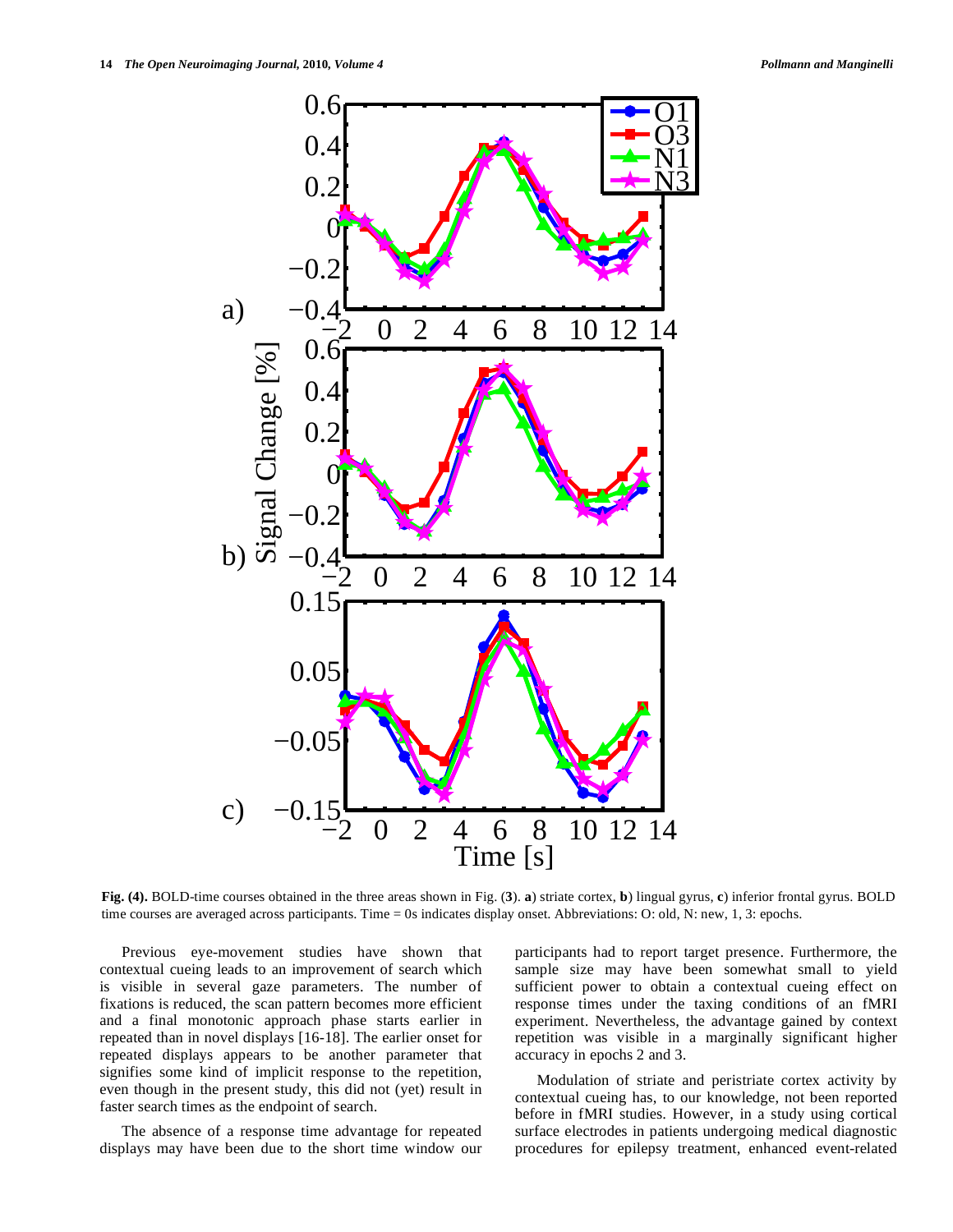**Fig. (4).** BOLD-time courses obtained in the three areas shown in Fig. (**3**). **a**) striate cortex, **b**) lingual gyrus, **c**) inferior frontal gyrus. BOLD time courses are averaged across participants. Time = 0s indicates display onset. Abbreviations: O: old, N: new, 1, 3: epochs.

Previous eye-movement studies have shown that contextual cueing leads to an improvement of search which is visible in several gaze parameters. The number of fixations is reduced, the scan pattern becomes more efficient and a final monotonic approach phase starts earlier in repeated than in novel displays [16-18]. The earlier onset for repeated displays appears to be another parameter that signifies some kind of implicit response to the repetition, even though in the present study, this did not (yet) result in faster search times as the endpoint of search.

The absence of a response time advantage for repeated displays may have been due to the short time window our participants had to report target presence. Furthermore, the sample size may have been somewhat small to yield sufficient power to obtain a contextual cueing effect on response times under the taxing conditions of an fMRI experiment. Nevertheless, the advantage gained by context repetition was visible in a marginally significant higher accuracy in epochs 2 and 3.

Modulation of striate and peristriate cortex activity by contextual cueing has, to our knowledge, not been reported before in fMRI studies. However, in a study using cortical surface electrodes in patients undergoing medical diagnostic procedures for epilepsy treatment, enhanced event-related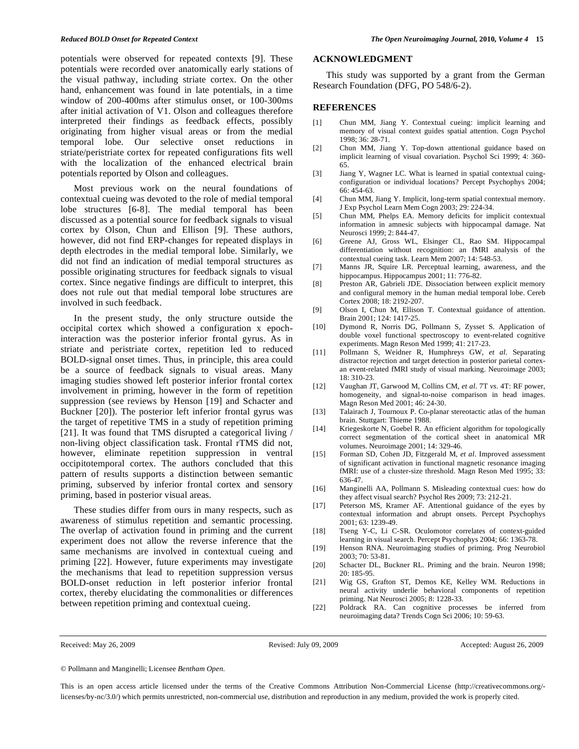potentials were observed for repeated contexts [9]. These potentials were recorded over anatomically early stations of the visual pathway, including striate cortex. On the other hand, enhancement was found in late potentials, in a time window of 200-400ms after stimulus onset, or 100-300ms after initial activation of V1. Olson and colleagues therefore interpreted their findings as feedback effects, possibly originating from higher visual areas or from the medial temporal lobe. Our selective onset reductions in striate/peristriate cortex for repeated configurations fits well with the localization of the enhanced electrical brain potentials reported by Olson and colleagues.

Most previous work on the neural foundations of contextual cueing was devoted to the role of medial temporal lobe structures [6-8]. The medial temporal has been discussed as a potential source for feedback signals to visual cortex by Olson, Chun and Ellison [9]. These authors, however, did not find ERP-changes for repeated displays in depth electrodes in the medial temporal lobe. Similarly, we did not find an indication of medial temporal structures as possible originating structures for feedback signals to visual cortex. Since negative findings are difficult to interpret, this does not rule out that medial temporal lobe structures are involved in such feedback.

In the present study, the only structure outside the occipital cortex which showed a configuration x epoch-interaction was the posterior inferior frontal gyrus. As in striate and peristriate cortex, repetition led to reduced BOLD-signal onset times. Thus, in principle, this area could be a source of feedback signals to visual areas. Many imaging studies showed left posterior inferior frontal cortex involvement in priming, however in the form of repetition suppression (see reviews by Henson [19] and Schacter and Buckner [20]). The posterior left inferior frontal gyrus was the target of repetitive TMS in a study of repetition priming [21]. It was found that TMS disrupted a categorical living / non-living object classification task. Frontal rTMS did not, however, eliminate repetition suppression in ventral occipitotemporal cortex. The authors concluded that this pattern of results supports a distinction between semantic priming, subserved by inferior frontal cortex and sensory priming, based in posterior visual areas.

These studies differ from ours in many respects, such as awareness of stimulus repetition and semantic processing. The overlap of activation found in priming and the current experiment does not allow the reverse inference that the same mechanisms are involved in contextual cueing and priming [22]. However, future experiments may investigate the mechanisms that lead to repetition suppression versus BOLD-onset reduction in left posterior inferior frontal cortex, thereby elucidating the commonalities or differences between repetition priming and contextual cueing.

## ACKNOWLEDGMENT

This study was supported by a grant from the German Research Foundation (DFG, PO 548/6-2).

## REFERENCES

[1] Chun MM, Jiang Y. Contextual cueing: implicit learning and memory of visual context guides spatial attention. Cogn Psychol 1998; 36: 28-71.

[2] Chun MM, Jiang Y. Top-down attentional guidance based on implicit learning of visual covariation. Psychol Sci 1999; 4: 360-65.

[3] Jiang Y, Wagner LC. What is learned in spatial contextual cuing-configuration or individual locations? Percept Psychophys 2004; 66: 454-63.

[4] Chun MM, Jiang Y. Implicit, long-term spatial contextual memory. J Exp Psychol Learn Mem Cogn 2003; 29: 224-34.

[5] Chun MM, Phelps EA. Memory deficits for implicit contextual information in amnesic subjects with hippocampal damage. Nat Neurosci 1999; 2: 844-47.

[6] Greene AJ, Gross WL, Elsinger CL, Rao SM. Hippocampal differentiation without recognition: an fMRI analysis of the contextual cueing task. Learn Mem 2007; 14: 548-53.

[7] Manns JR, Squire LR. Perceptual learning, awareness, and the hippocampus. Hippocampus 2001; 11: 776-82.

[8] Preston AR, Gabrieli JDE. Dissociation between explicit memory and configural memory in the human medial temporal lobe. Cereb Cortex 2008; 18: 2192-207.

[9] Olson I, Chun M, Ellison T. Contextual guidance of attention. Brain 2001; 124: 1417-25.

[10] Dymond R, Norris DG, Pollmann S, Zysset S. Application of double voxel functional spectroscopy to event-related cognitive experiments. Magn Reson Med 1999; 41: 217-23.

[11] Pollmann S, Weidner R, Humphreys GW, *et al.* Separating distractor rejection and target detection in posterior parietal cortex-an event-related fMRI study of visual marking. Neuroimage 2003; 18: 310-23.

[12] Vaughan JT, Garwood M, Collins CM, *et al*. 7T *vs*. 4T: RF power, homogeneity, and signal-to-noise comparison in head images. Magn Reson Med 2001; 46: 24-30.

[13] Talairach J, Tournoux P. Co-planar stereotactic atlas of the human brain. Stuttgart: Thieme 1988.

[14] Kriegeskorte N, Goebel R. An efficient algorithm for topologically correct segmentation of the cortical sheet in anatomical MR volumes. Neuroimage 2001; 14: 329-46.

[15] Forman SD, Cohen JD, Fitzgerald M, *et al*. Improved assessment of significant activation in functional magnetic resonance imaging fMRI: use of a cluster-size threshold. Magn Reson Med 1995; 33: 636-47.

[16] Manginelli AA, Pollmann S. Misleading contextual cues: how do they affect visual search? Psychol Res 2009; 73: 212-21.

[17] Peterson MS, Kramer AF. Attentional guidance of the eyes by contextual information and abrupt onsets. Percept Psychophys 2001; 63: 1239-49.

[18] Tseng Y-C, Li C-SR. Oculomotor correlates of context-guided learning in visual search. Percept Psychophys 2004; 66: 1363-78.

[19] Henson RNA. Neuroimaging studies of priming. Prog Neurobiol 2003; 70: 53-81.

[20] Schacter DL, Buckner RL. Priming and the brain. Neuron 1998; 20: 185-95.

[21] Wig GS, Grafton ST, Demos KE, Kelley WM. Reductions in neural activity underlie behavioral components of repetition priming. Nat Neurosci 2005; 8: 1228-33.

[22] Poldrack RA. Can cognitive processes be inferred from neuroimaging data? Trends Cogn Sci 2006; 10: 59-63.

Received: May 26, 2009 Revised: July 09, 2009 Accepted: August 26, 2009

© Pollmann and Manginelli; Licensee *Bentham Open*.

This is an open access article licensed under the terms of the Creative Commons Attribution Non-Commercial License (http://creativecommons.org/-licenses/by-nc/3.0/) which permits unrestricted, non-commercial use, distribution and reproduction in any medium, provided the work is properly cited.